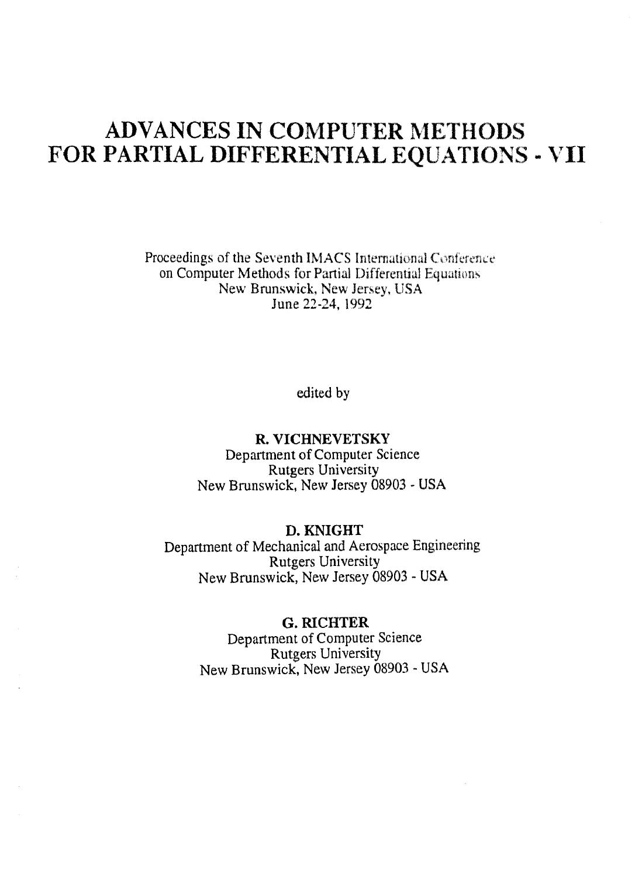# ADVANCES IN COMPUTER METHODS FOR PARTIAL DIFFERENTIAL EQUATIONS - VII

Proceedings of the Seventh IMACS International Conference
on Computer Methods for Partial Differential Equations
New Brunswick, New Jersey, USA
June 22-24, 1992

edited by

**R. VICHNEVETSKY**
Department of Computer Science
Rutgers University
New Brunswick, New Jersey 08903 - USA

**D. KNIGHT**
Department of Mechanical and Aerospace Engineering
Rutgers University
New Brunswick, New Jersey 08903 - USA

**G. RICHTER**
Department of Computer Science
Rutgers University
New Brunswick, New Jersey 08903 - USA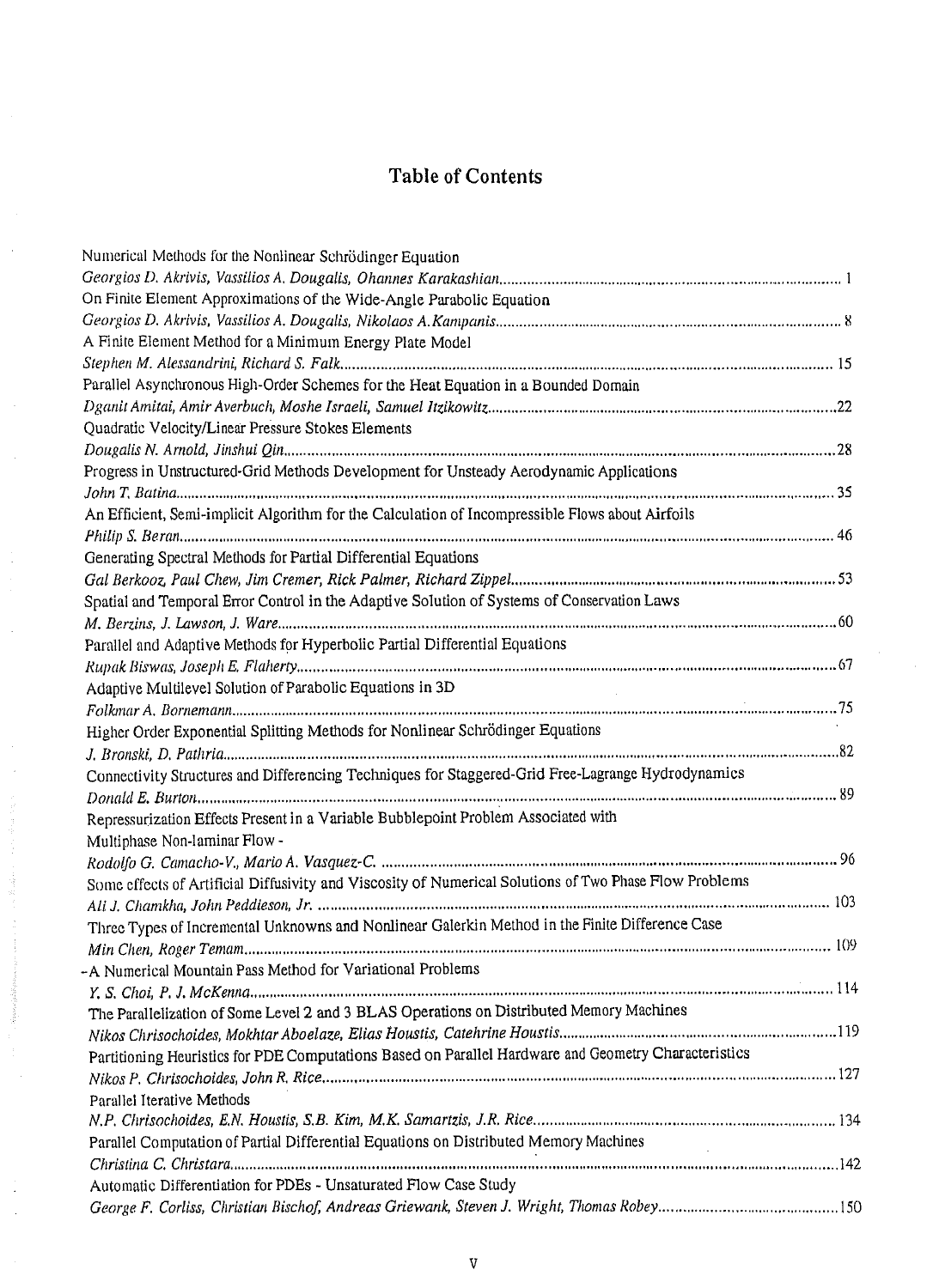# Table of Contents

Numerical Methods for the Nonlinear Schrödinger Equation
*Georgios D. Akrivis, Vassilios A. Dougalis, Ohannes Karakashian* ..... 1

On Finite Element Approximations of the Wide-Angle Parabolic Equation
*Georgios D. Akrivis, Vassilios A. Dougalis, Nikolaos A. Kampanis* ..... 8

A Finite Element Method for a Minimum Energy Plate Model
*Stephen M. Alessandrini, Richard S. Falk* ..... 15

Parallel Asynchronous High-Order Schemes for the Heat Equation in a Bounded Domain
*Dganit Amitai, Amir Averbuch, Moshe Israeli, Samuel Itzikowitz* ..... 22

Quadratic Velocity/Linear Pressure Stokes Elements
*Dougalis N. Arnold, Jinshui Qin* ..... 28

Progress in Unstructured-Grid Methods Development for Unsteady Aerodynamic Applications
*John T. Batina* ..... 35

An Efficient, Semi-implicit Algorithm for the Calculation of Incompressible Flows about Airfoils
*Philip S. Beran* ..... 46

Generating Spectral Methods for Partial Differential Equations
*Gal Berkooz, Paul Chew, Jim Cremer, Rick Palmer, Richard Zippel* ..... 53

Spatial and Temporal Error Control in the Adaptive Solution of Systems of Conservation Laws
*M. Berzins, J. Lawson, J. Ware* ..... 60

Parallel and Adaptive Methods for Hyperbolic Partial Differential Equations
*Rupak Biswas, Joseph E. Flaherty* ..... 67

Adaptive Multilevel Solution of Parabolic Equations in 3D
*Folkmar A. Bornemann* ..... 75

Higher Order Exponential Splitting Methods for Nonlinear Schrödinger Equations
*J. Bronski, D. Pathria* ..... 82

Connectivity Structures and Differencing Techniques for Staggered-Grid Free-Lagrange Hydrodynamics
*Donald E. Burton* ..... 89

Repressurization Effects Present in a Variable Bubblepoint Problem Associated with Multiphase Non-laminar Flow -
*Rodolfo G. Camacho-V., Mario A. Vasquez-C.* ..... 96

Some effects of Artificial Diffusivity and Viscosity of Numerical Solutions of Two Phase Flow Problems
*Ali J. Chamkha, John Peddieson, Jr.* ..... 103

Three Types of Incremental Unknowns and Nonlinear Galerkin Method in the Finite Difference Case
*Min Chen, Roger Temam* ..... 109

-A Numerical Mountain Pass Method for Variational Problems
*Y. S. Choi, P. J. McKenna* ..... 114

The Parallelization of Some Level 2 and 3 BLAS Operations on Distributed Memory Machines
*Nikos Chrisochoides, Mokhtar Aboelaze, Elias Houstis, Catehrine Houstis* ..... 119

Partitioning Heuristics for PDE Computations Based on Parallel Hardware and Geometry Characteristics
*Nikos P. Chrisochoides, John R. Rice* ..... 127

Parallel Iterative Methods
*N.P. Chrisochoides, E.N. Houstis, S.B. Kim, M.K. Samartzis, J.R. Rice* ..... 134

Parallel Computation of Partial Differential Equations on Distributed Memory Machines
*Christina C. Christara* ..... 142

Automatic Differentiation for PDEs - Unsaturated Flow Case Study
*George F. Corliss, Christian Bischof, Andreas Griewank, Steven J. Wright, Thomas Robey* ..... 150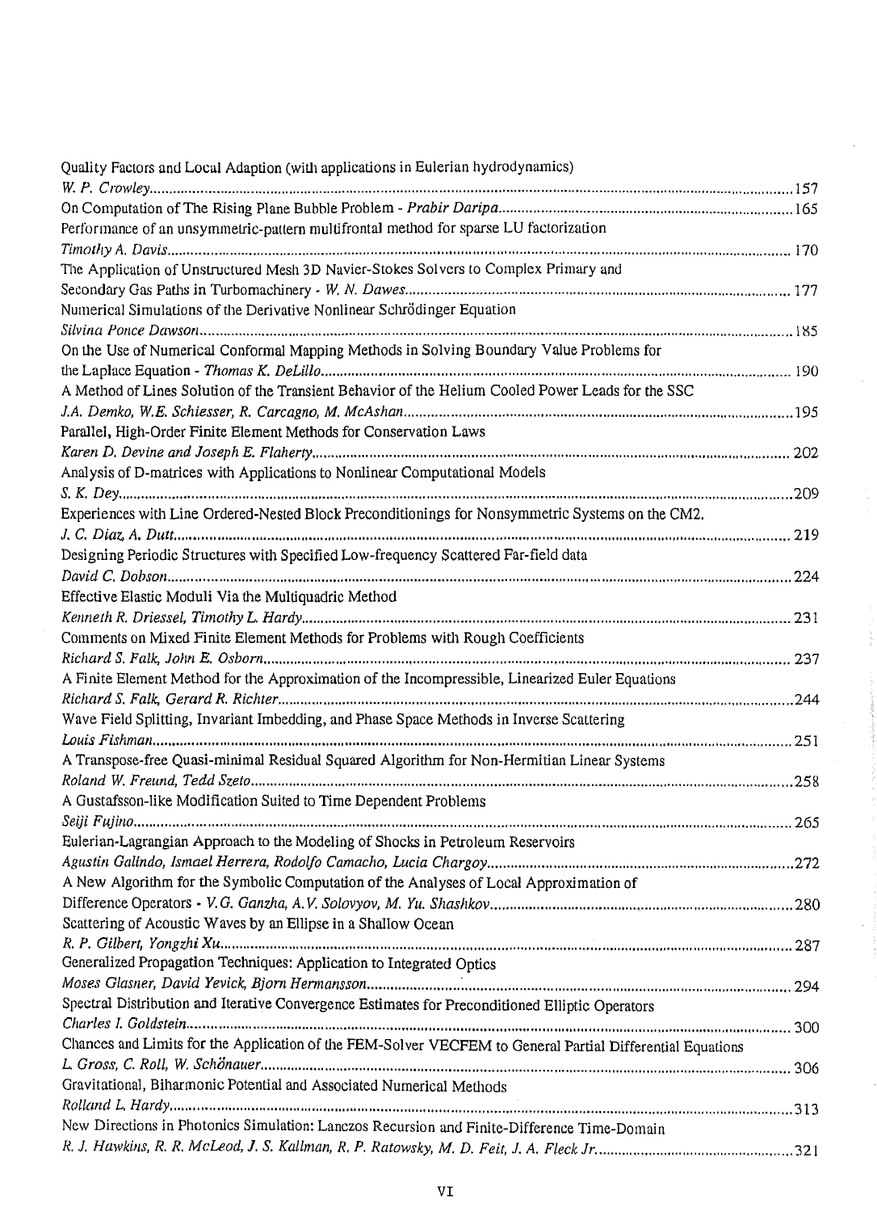Quality Factors and Local Adaption (with applications in Eulerian hydrodynamics)
*W. P. Crowley* ..... 157

On Computation of The Rising Plane Bubble Problem - *Prabir Daripa* ..... 165

Performance of an unsymmetric-pattern multifrontal method for sparse LU factorization
*Timothy A. Davis* ..... 170

The Application of Unstructured Mesh 3D Navier-Stokes Solvers to Complex Primary and Secondary Gas Paths in Turbomachinery - *W. N. Dawes* ..... 177

Numerical Simulations of the Derivative Nonlinear Schrödinger Equation
*Silvina Ponce Dawson* ..... 185

On the Use of Numerical Conformal Mapping Methods in Solving Boundary Value Problems for the Laplace Equation - *Thomas K. DeLillo* ..... 190

A Method of Lines Solution of the Transient Behavior of the Helium Cooled Power Leads for the SSC
*J.A. Demko, W.E. Schiesser, R. Carcagno, M. McAshan* ..... 195

Parallel, High-Order Finite Element Methods for Conservation Laws
*Karen D. Devine and Joseph E. Flaherty* ..... 202

Analysis of D-matrices with Applications to Nonlinear Computational Models
*S. K. Dey* ..... 209

Experiences with Line Ordered-Nested Block Preconditionings for Nonsymmetric Systems on the CM2.
*J. C. Diaz, A. Dutt* ..... 219

Designing Periodic Structures with Specified Low-frequency Scattered Far-field data
*David C. Dobson* ..... 224

Effective Elastic Moduli Via the Multiquadric Method
*Kenneth R. Driessel, Timothy L. Hardy* ..... 231

Comments on Mixed Finite Element Methods for Problems with Rough Coefficients
*Richard S. Falk, John E. Osborn* ..... 237

A Finite Element Method for the Approximation of the Incompressible, Linearized Euler Equations
*Richard S. Falk, Gerard R. Richter* ..... 244

Wave Field Splitting, Invariant Imbedding, and Phase Space Methods in Inverse Scattering
*Louis Fishman* ..... 251

A Transpose-free Quasi-minimal Residual Squared Algorithm for Non-Hermitian Linear Systems
*Roland W. Freund, Tedd Szeto* ..... 258

A Gustafsson-like Modification Suited to Time Dependent Problems
*Seiji Fujino* ..... 265

Eulerian-Lagrangian Approach to the Modeling of Shocks in Petroleum Reservoirs
*Agustin Galindo, Ismael Herrera, Rodolfo Camacho, Lucia Chargoy* ..... 272

A New Algorithm for the Symbolic Computation of the Analyses of Local Approximation of Difference Operators - *V.G. Ganzha, A.V. Solovyov, M. Yu. Shashkov* ..... 280

Scattering of Acoustic Waves by an Ellipse in a Shallow Ocean
*R. P. Gilbert, Yongzhi Xu* ..... 287

Generalized Propagation Techniques: Application to Integrated Optics
*Moses Glasner, David Yevick, Bjorn Hermansson* ..... 294

Spectral Distribution and Iterative Convergence Estimates for Preconditioned Elliptic Operators
*Charles I. Goldstein* ..... 300

Chances and Limits for the Application of the FEM-Solver VECFEM to General Partial Differential Equations
*L. Gross, C. Roll, W. Schönauer* ..... 306

Gravitational, Biharmonic Potential and Associated Numerical Methods
*Rolland L. Hardy* ..... 313

New Directions in Photonics Simulation: Lanczos Recursion and Finite-Difference Time-Domain
*R. J. Hawkins, R. R. McLeod, J. S. Kallman, R. P. Ratowsky, M. D. Feit, J. A. Fleck Jr.* ..... 321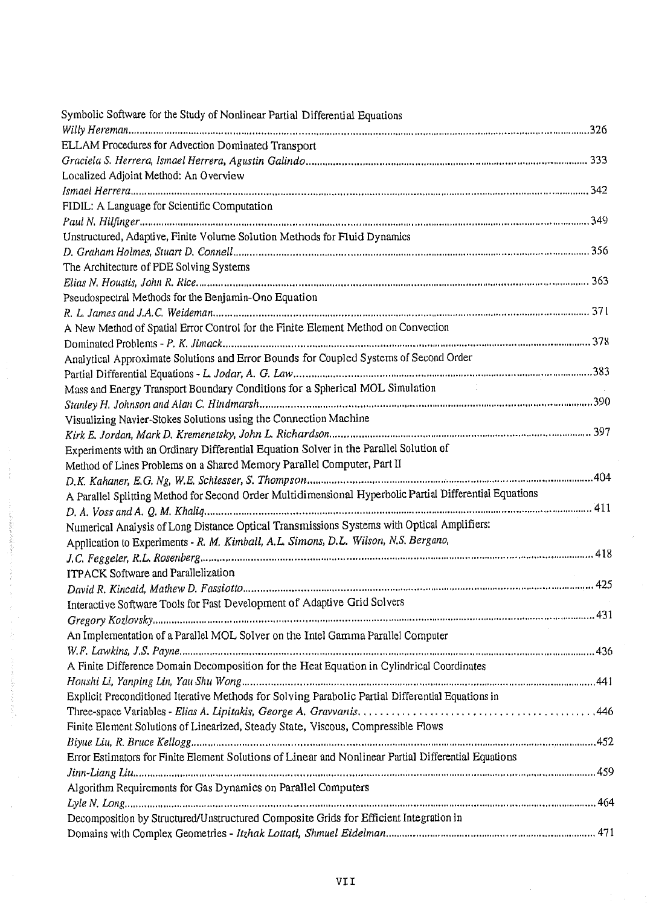Symbolic Software for the Study of Nonlinear Partial Differential Equations
*Willy Hereman* ........ 326

ELLAM Procedures for Advection Dominated Transport
*Graciela S. Herrera, Ismael Herrera, Agustin Galindo* ........ 333

Localized Adjoint Method: An Overview
*Ismael Herrera* ........ 342

FIDIL: A Language for Scientific Computation
*Paul N. Hilfinger* ........ 349

Unstructured, Adaptive, Finite Volume Solution Methods for Fluid Dynamics
*D. Graham Holmes, Stuart D. Connell* ........ 356

The Architecture of PDE Solving Systems
*Elias N. Houstis, John R. Rice* ........ 363

Pseudospectral Methods for the Benjamin-Ono Equation
*R. L. James and J.A.C. Weideman* ........ 371

A New Method of Spatial Error Control for the Finite Element Method on Convection Dominated Problems - *P. K. Jimack* ........ 378

Analytical Approximate Solutions and Error Bounds for Coupled Systems of Second Order Partial Differential Equations - *L. Jodar, A. G. Law* ........ 383

Mass and Energy Transport Boundary Conditions for a Spherical MOL Simulation
*Stanley H. Johnson and Alan C. Hindmarsh* ........ 390

Visualizing Navier-Stokes Solutions using the Connection Machine
*Kirk E. Jordan, Mark D. Kremenetsky, John L. Richardson* ........ 397

Experiments with an Ordinary Differential Equation Solver in the Parallel Solution of Method of Lines Problems on a Shared Memory Parallel Computer, Part II
*D.K. Kahaner, E.G. Ng, W.E. Schiesser, S. Thompson* ........ 404

A Parallel Splitting Method for Second Order Multidimensional Hyperbolic Partial Differential Equations
*D. A. Voss and A. Q. M. Khaliq* ........ 411

Numerical Analysis of Long Distance Optical Transmissions Systems with Optical Amplifiers: Application to Experiments - *R. M. Kimball, A.L. Simons, D.L. Wilson, N.S. Bergano, J.C. Feggeler, R.L. Rosenberg* ........ 418

ITPACK Software and Parallelization
*David R. Kincaid, Mathew D. Fassiotto* ........ 425

Interactive Software Tools for Fast Development of Adaptive Grid Solvers
*Gregory Kozlovsky* ........ 431

An Implementation of a Parallel MOL Solver on the Intel Gamma Parallel Computer
*W.F. Lawkins, J.S. Payne* ........ 436

A Finite Difference Domain Decomposition for the Heat Equation in Cylindrical Coordinates
*Houshi Li, Yanping Lin, Yau Shu Wong* ........ 441

Explicit Preconditioned Iterative Methods for Solving Parabolic Partial Differential Equations in Three-space Variables - *Elias A. Lipitakis, George A. Gravvanis* ........ 446

Finite Element Solutions of Linearized, Steady State, Viscous, Compressible Flows
*Biyue Liu, R. Bruce Kellogg* ........ 452

Error Estimators for Finite Element Solutions of Linear and Nonlinear Partial Differential Equations
*Jinn-Liang Liu* ........ 459

Algorithm Requirements for Gas Dynamics on Parallel Computers
*Lyle N. Long* ........ 464

Decomposition by Structured/Unstructured Composite Grids for Efficient Integration in Domains with Complex Geometries - *Itzhak Lottati, Shmuel Eidelman* ........ 471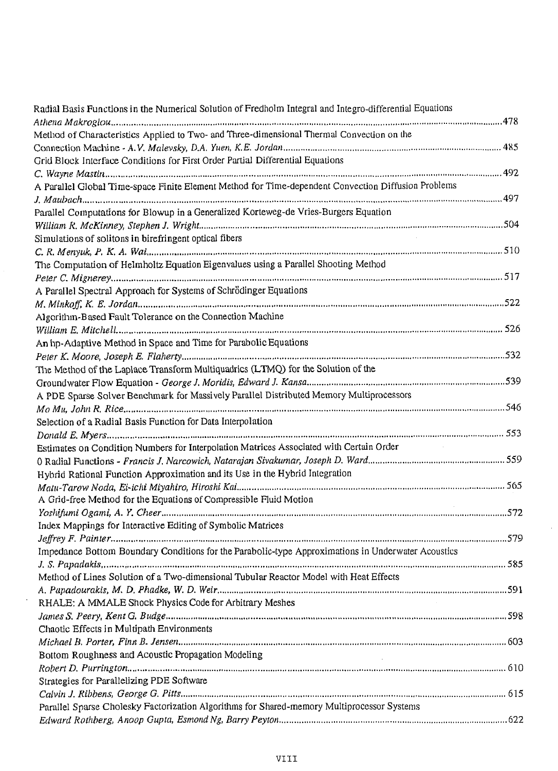Radial Basis Functions in the Numerical Solution of Fredholm Integral and Integro-differential Equations
*Athena Makroglou* ........................................................................................................................................478

Method of Characteristics Applied to Two- and Three-dimensional Thermal Convection on the
Connection Machine - *A.V. Malevsky, D.A. Yuen, K.E. Jordan* ........................................................................ 485

Grid Block Interface Conditions for First Order Partial Differential Equations
*C. Wayne Mastin* ........................................................................................................................................ 492

A Parallel Global Time-space Finite Element Method for Time-dependent Convection Diffusion Problems
*J. Maubach* ................................................................................................................................................497

Parallel Computations for Blowup in a Generalized Korteweg-de Vries-Burgers Equation
*William R. McKinney, Stephen J. Wright* ........................................................................................................504

Simulations of solitons in birefringent optical fibers
*C. R. Menyuk, P. K. A. Wai* ........................................................................................................................ 510

The Computation of Helmholtz Equation Eigenvalues using a Parallel Shooting Method
*Peter C. Mignerey* ...................................................................................................................................... 517

A Parallel Spectral Approach for Systems of Schrödinger Equations
*M. Minkoff, K. E. Jordan* ...........................................................................................................................522

Algorithm-Based Fault Tolerance on the Connection Machine
*William E. Mitchell* .................................................................................................................................... 526

An hp-Adaptive Method in Space and Time for Parabolic Equations
*Peter K. Moore, Joseph E. Flaherty* ..............................................................................................................532

The Method of the Laplace Transform Multiquadrics (LTMQ) for the Solution of the
Groundwater Flow Equation - *George J. Moridis, Edward J. Kansa* ..................................................................539

A PDE Sparse Solver Benchmark for Massively Parallel Distributed Memory Multiprocessors
*Mo Mu, John R. Rice* ..................................................................................................................................546

Selection of a Radial Basis Function for Data Interpolation
*Donald E. Myers* ........................................................................................................................................ 553

Estimates on Condition Numbers for Interpolation Matrices Associated with Certain Order
0 Radial Functions - *Francis J. Narcowich, Natarajan Sivakumar, Joseph D. Ward* ............................................... 559

Hybrid Rational Function Approximation and its Use in the Hybrid Integration
*Matu-Tarow Noda, Ei-ichi Miyahiro, Hiroshi Kai* ............................................................................................ 565

A Grid-free Method for the Equations of Compressible Fluid Motion
*Yoshifumi Ogami, A. Y. Cheer* .....................................................................................................................572

Index Mappings for Interactive Editing of Symbolic Matrices
*Jeffrey F. Painter* ......................................................................................................................................579

Impedance Bottom Boundary Conditions for the Parabolic-type Approximations in Underwater Acoustics
*J. S. Papadakis* ........................................................................................................................................ 585

Method of Lines Solution of a Two-dimensional Tubular Reactor Model with Heat Effects
*A. Papadourakis, M. D. Phadke, W. D. Weir* ....................................................................................................591

RHALE: A MMALE Shock Physics Code for Arbitrary Meshes
*James S. Peery, Kent G. Budge* ....................................................................................................................598

Chaotic Effects in Multipath Environments
*Michael B. Porter, Finn B. Jensen* ............................................................................................................... 603

Bottom Roughness and Acoustic Propagation Modeling
*Robert D. Purrington* ................................................................................................................................. 610

Strategies for Parallelizing PDE Software
*Calvin J. Ribbens, George G. Pitts* ............................................................................................................... 615

Parallel Sparse Cholesky Factorization Algorithms for Shared-memory Multiprocessor Systems
*Edward Rothberg, Anoop Gupta, Esmond Ng, Barry Peyton* ...............................................................................622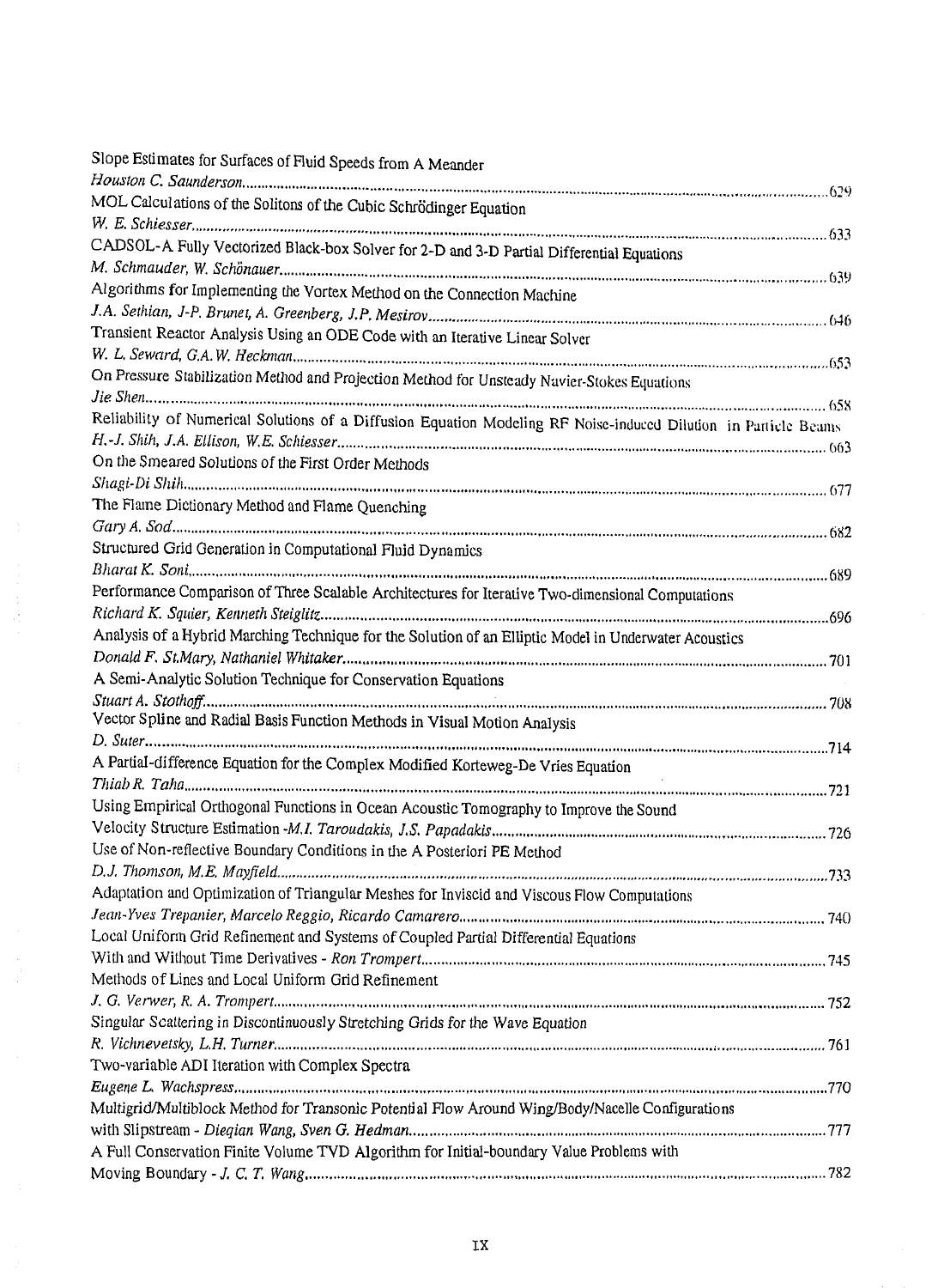Slope Estimates for Surfaces of Fluid Speeds from A Meander
*Houston C. Saunderson* ........................................................................................................ 629

MOL Calculations of the Solitons of the Cubic Schrödinger Equation
*W. E. Schiesser* ........................................................................................................ 633

CADSOL-A Fully Vectorized Black-box Solver for 2-D and 3-D Partial Differential Equations
*M. Schmauder, W. Schönauer* ........................................................................................................ 639

Algorithms for Implementing the Vortex Method on the Connection Machine
*J.A. Sethian, J-P. Brunet, A. Greenberg, J.P. Mesirov* ........................................................................................................ 646

Transient Reactor Analysis Using an ODE Code with an Iterative Linear Solver
*W. L. Seward, G.A. W. Heckman* ........................................................................................................ 653

On Pressure Stabilization Method and Projection Method for Unsteady Navier-Stokes Equations
*Jie Shen* ........................................................................................................ 658

Reliability of Numerical Solutions of a Diffusion Equation Modeling RF Noise-induced Dilution in Particle Beams
*H.-J. Shih, J.A. Ellison, W.E. Schiesser* ........................................................................................................ 663

On the Smeared Solutions of the First Order Methods
*Shagi-Di Shih* ........................................................................................................ 677

The Flame Dictionary Method and Flame Quenching
*Gary A. Sod* ........................................................................................................ 682

Structured Grid Generation in Computational Fluid Dynamics
*Bharat K. Soni* ........................................................................................................ 689

Performance Comparison of Three Scalable Architectures for Iterative Two-dimensional Computations
*Richard K. Squier, Kenneth Steiglitz* ........................................................................................................ 696

Analysis of a Hybrid Marching Technique for the Solution of an Elliptic Model in Underwater Acoustics
*Donald F. St.Mary, Nathaniel Whitaker* ........................................................................................................ 701

A Semi-Analytic Solution Technique for Conservation Equations
*Stuart A. Stothoff* ........................................................................................................ 708

Vector Spline and Radial Basis Function Methods in Visual Motion Analysis
*D. Suter* ........................................................................................................ 714

A Partial-difference Equation for the Complex Modified Korteweg-De Vries Equation
*Thiab R. Taha* ........................................................................................................ 721

Using Empirical Orthogonal Functions in Ocean Acoustic Tomography to Improve the Sound Velocity Structure Estimation -*M.I. Taroudakis, J.S. Papadakis* ........................................................................................................ 726

Use of Non-reflective Boundary Conditions in the A Posteriori PE Method
*D.J. Thomson, M.E. Mayfield* ........................................................................................................ 733

Adaptation and Optimization of Triangular Meshes for Inviscid and Viscous Flow Computations
*Jean-Yves Trepanier, Marcelo Reggio, Ricardo Camarero* ........................................................................................................ 740

Local Uniform Grid Refinement and Systems of Coupled Partial Differential Equations With and Without Time Derivatives - *Ron Trompert* ........................................................................................................ 745

Methods of Lines and Local Uniform Grid Refinement
*J. G. Verwer, R. A. Trompert* ........................................................................................................ 752

Singular Scattering in Discontinuously Stretching Grids for the Wave Equation
*R. Vichnevetsky, L.H. Turner* ........................................................................................................ 761

Two-variable ADI Iteration with Complex Spectra
*Eugene L. Wachspress* ........................................................................................................ 770

Multigrid/Multiblock Method for Transonic Potential Flow Around Wing/Body/Nacelle Configurations with Slipstream - *Dieqian Wang, Sven G. Hedman* ........................................................................................................ 777

A Full Conservation Finite Volume TVD Algorithm for Initial-boundary Value Problems with Moving Boundary - *J. C. T. Wang* ........................................................................................................ 782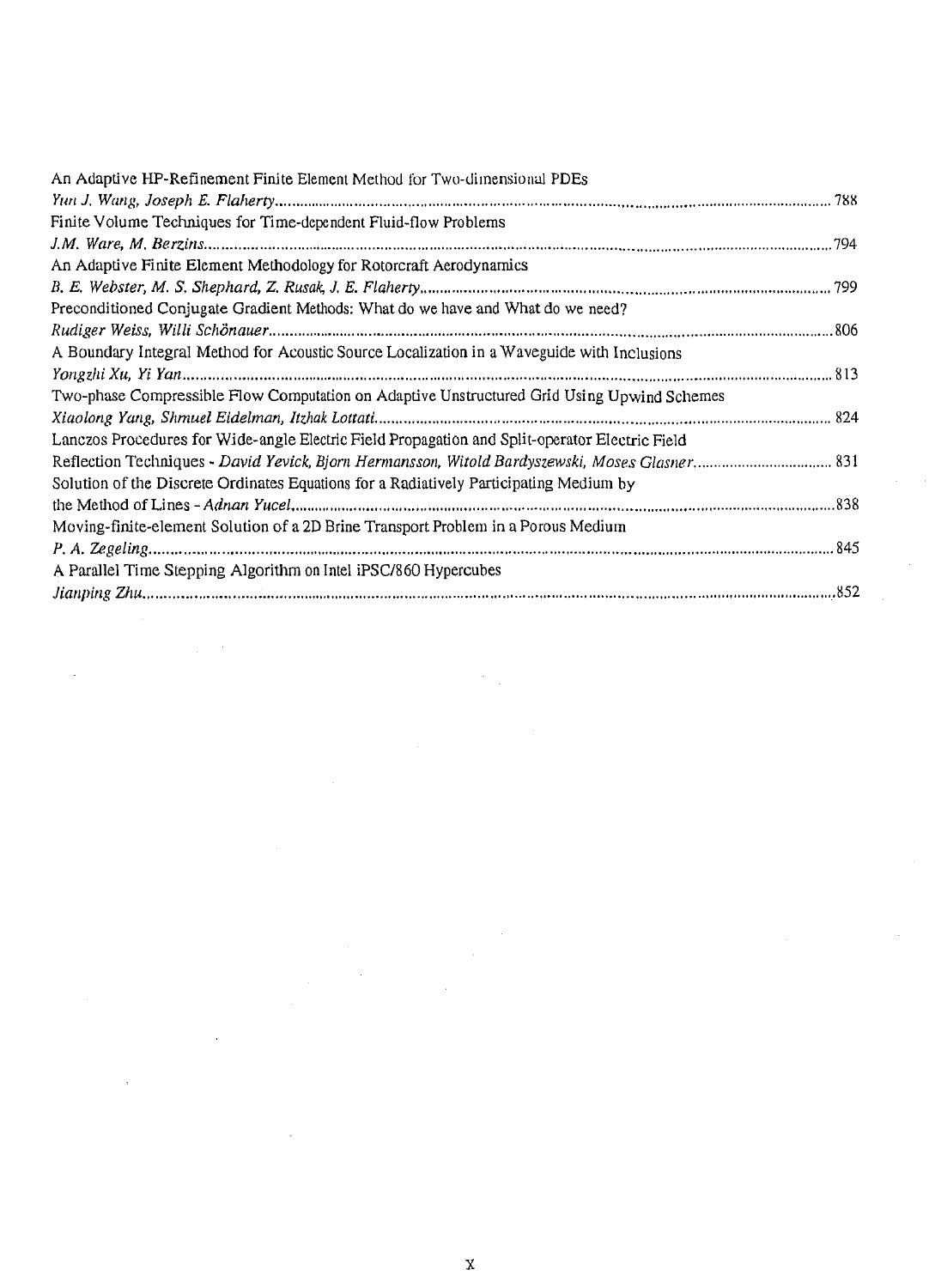An Adaptive HP-Refinement Finite Element Method for Two-dimensional PDEs
*Yun J. Wang, Joseph E. Flaherty* ........ 788

Finite Volume Techniques for Time-dependent Fluid-flow Problems
*J.M. Ware, M. Berzins* ........ 794

An Adaptive Finite Element Methodology for Rotorcraft Aerodynamics
*B. E. Webster, M. S. Shephard, Z. Rusak, J. E. Flaherty* ........ 799

Preconditioned Conjugate Gradient Methods: What do we have and What do we need?
*Rudiger Weiss, Willi Schönauer* ........ 806

A Boundary Integral Method for Acoustic Source Localization in a Waveguide with Inclusions
*Yongzhi Xu, Yi Yan* ........ 813

Two-phase Compressible Flow Computation on Adaptive Unstructured Grid Using Upwind Schemes
*Xiaolong Yang, Shmuel Eidelman, Itzhak Lottati* ........ 824

Lanczos Procedures for Wide-angle Electric Field Propagation and Split-operator Electric Field
Reflection Techniques - *David Yevick, Bjorn Hermansson, Witold Bardyszewski, Moses Glasner* ........ 831

Solution of the Discrete Ordinates Equations for a Radiatively Participating Medium by
the Method of Lines - *Adnan Yucel* ........ 838

Moving-finite-element Solution of a 2D Brine Transport Problem in a Porous Medium
*P. A. Zegeling* ........ 845

A Parallel Time Stepping Algorithm on Intel iPSC/860 Hypercubes
*Jianping Zhu* ........ 852